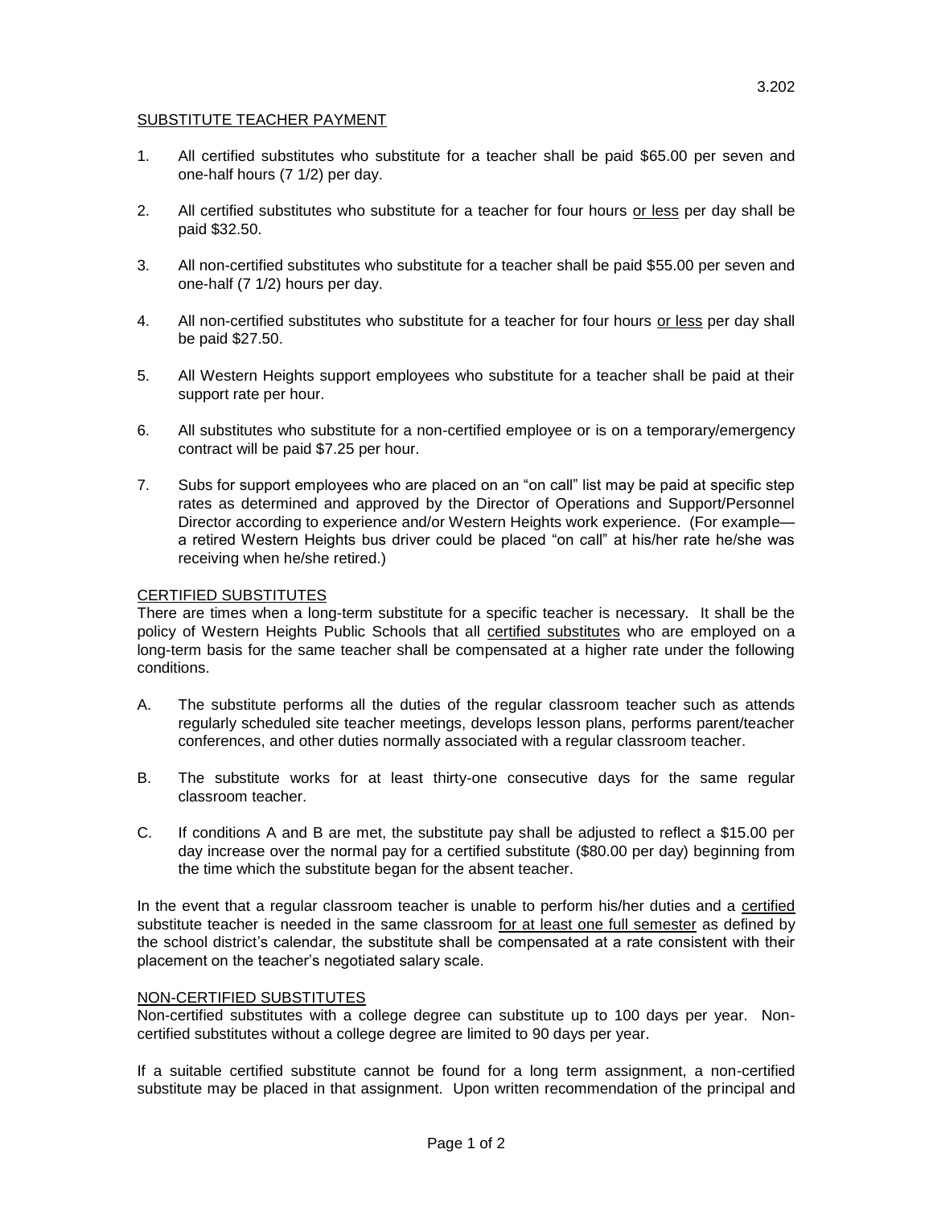3.202

## SUBSTITUTE TEACHER PAYMENT

1. All certified substitutes who substitute for a teacher shall be paid $65.00 per seven and one-half hours (7 1/2) per day.

2. All certified substitutes who substitute for a teacher for four hours or less per day shall be paid $32.50.

3. All non-certified substitutes who substitute for a teacher shall be paid $55.00 per seven and one-half (7 1/2) hours per day.

4. All non-certified substitutes who substitute for a teacher for four hours or less per day shall be paid $27.50.

5. All Western Heights support employees who substitute for a teacher shall be paid at their support rate per hour.

6. All substitutes who substitute for a non-certified employee or is on a temporary/emergency contract will be paid $7.25 per hour.

7. Subs for support employees who are placed on an "on call" list may be paid at specific step rates as determined and approved by the Director of Operations and Support/Personnel Director according to experience and/or Western Heights work experience. (For example—a retired Western Heights bus driver could be placed "on call" at his/her rate he/she was receiving when he/she retired.)

## CERTIFIED SUBSTITUTES

There are times when a long-term substitute for a specific teacher is necessary. It shall be the policy of Western Heights Public Schools that all certified substitutes who are employed on a long-term basis for the same teacher shall be compensated at a higher rate under the following conditions.

A. The substitute performs all the duties of the regular classroom teacher such as attends regularly scheduled site teacher meetings, develops lesson plans, performs parent/teacher conferences, and other duties normally associated with a regular classroom teacher.

B. The substitute works for at least thirty-one consecutive days for the same regular classroom teacher.

C. If conditions A and B are met, the substitute pay shall be adjusted to reflect a $15.00 per day increase over the normal pay for a certified substitute ($80.00 per day) beginning from the time which the substitute began for the absent teacher.

In the event that a regular classroom teacher is unable to perform his/her duties and a certified substitute teacher is needed in the same classroom for at least one full semester as defined by the school district's calendar, the substitute shall be compensated at a rate consistent with their placement on the teacher's negotiated salary scale.

## NON-CERTIFIED SUBSTITUTES

Non-certified substitutes with a college degree can substitute up to 100 days per year. Non-certified substitutes without a college degree are limited to 90 days per year.

If a suitable certified substitute cannot be found for a long term assignment, a non-certified substitute may be placed in that assignment. Upon written recommendation of the principal and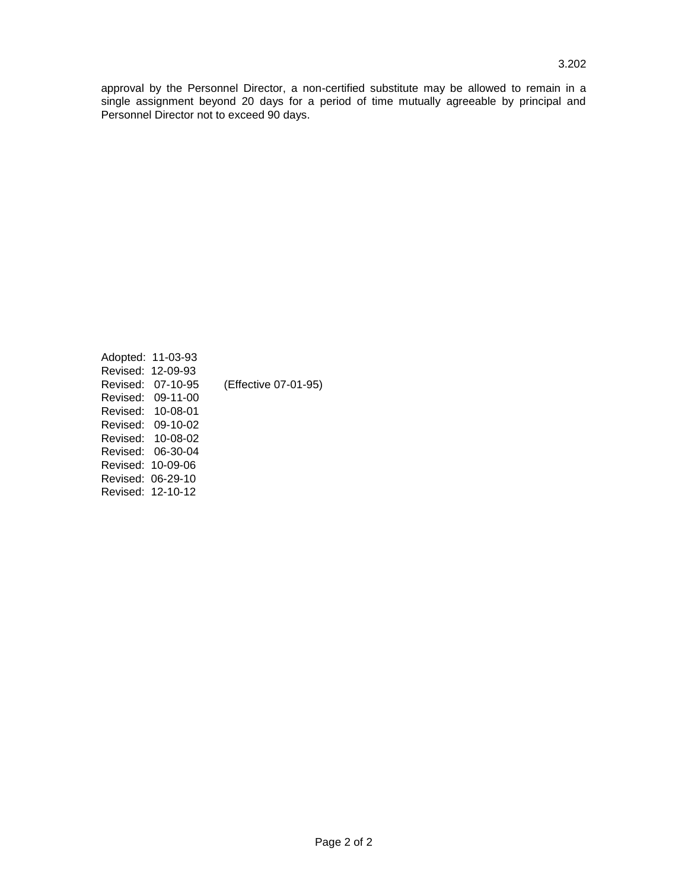approval by the Personnel Director, a non-certified substitute may be allowed to remain in a single assignment beyond 20 days for a period of time mutually agreeable by principal and Personnel Director not to exceed 90 days.

Adopted: 11-03-93
Revised: 12-09-93
Revised: 07-10-95 (Effective 07-01-95)
Revised: 09-11-00
Revised: 10-08-01
Revised: 09-10-02
Revised: 10-08-02
Revised: 06-30-04
Revised: 10-09-06
Revised: 06-29-10
Revised: 12-10-12